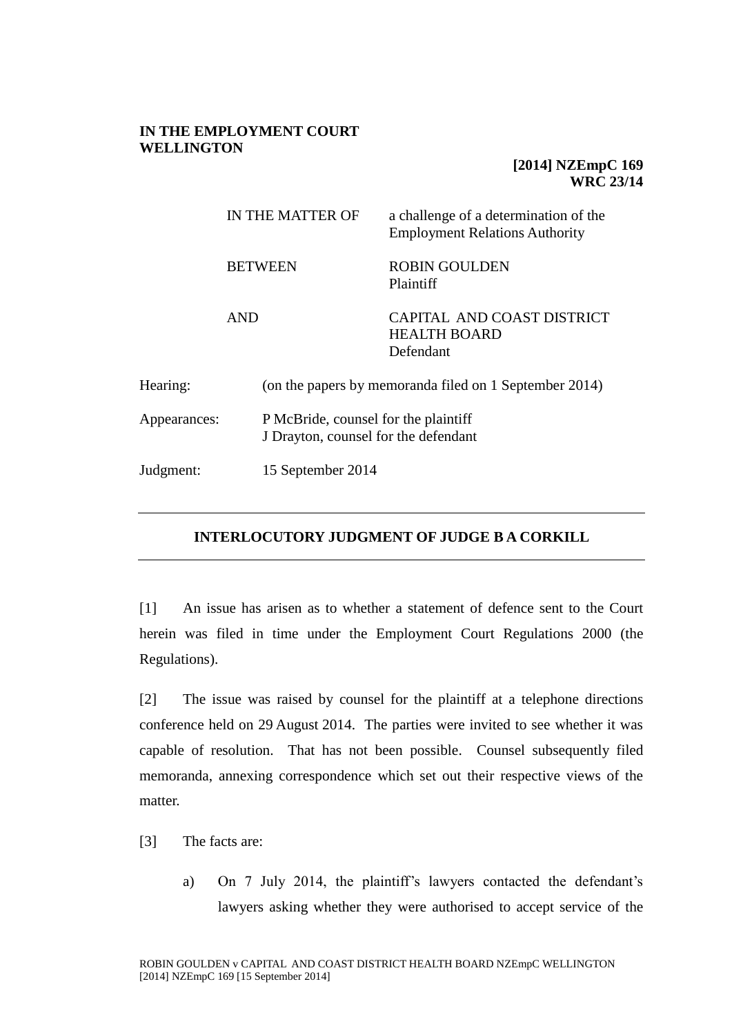**IN THE EMPLOYMENT COURT WELLINGTON**

**[2014] NZEmpC 169**
**WRC 23/14**

| | |
|---|---|
| IN THE MATTER OF | a challenge of a determination of the Employment Relations Authority |
| BETWEEN | ROBIN GOULDEN<br>Plaintiff |
| AND | CAPITAL AND COAST DISTRICT HEALTH BOARD<br>Defendant |

| | |
|---|---|
| Hearing: | (on the papers by memoranda filed on 1 September 2014) |
| Appearances: | P McBride, counsel for the plaintiff<br>J Drayton, counsel for the defendant |
| Judgment: | 15 September 2014 |

---

## INTERLOCUTORY JUDGMENT OF JUDGE B A CORKILL

---

[1] An issue has arisen as to whether a statement of defence sent to the Court herein was filed in time under the Employment Court Regulations 2000 (the Regulations).

[2] The issue was raised by counsel for the plaintiff at a telephone directions conference held on 29 August 2014. The parties were invited to see whether it was capable of resolution. That has not been possible. Counsel subsequently filed memoranda, annexing correspondence which set out their respective views of the matter.

[3] The facts are:

a) On 7 July 2014, the plaintiff's lawyers contacted the defendant's lawyers asking whether they were authorised to accept service of the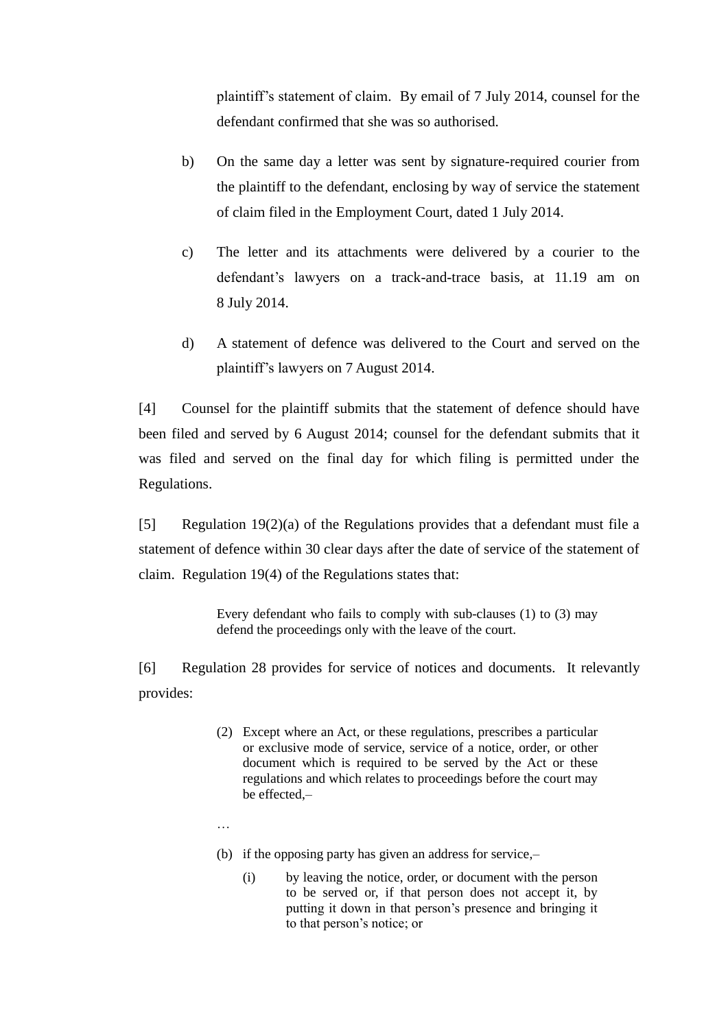plaintiff's statement of claim. By email of 7 July 2014, counsel for the defendant confirmed that she was so authorised.

b) On the same day a letter was sent by signature-required courier from the plaintiff to the defendant, enclosing by way of service the statement of claim filed in the Employment Court, dated 1 July 2014.

c) The letter and its attachments were delivered by a courier to the defendant's lawyers on a track-and-trace basis, at 11.19 am on 8 July 2014.

d) A statement of defence was delivered to the Court and served on the plaintiff's lawyers on 7 August 2014.

[4] Counsel for the plaintiff submits that the statement of defence should have been filed and served by 6 August 2014; counsel for the defendant submits that it was filed and served on the final day for which filing is permitted under the Regulations.

[5] Regulation 19(2)(a) of the Regulations provides that a defendant must file a statement of defence within 30 clear days after the date of service of the statement of claim. Regulation 19(4) of the Regulations states that:

> Every defendant who fails to comply with sub-clauses (1) to (3) may defend the proceedings only with the leave of the court.

[6] Regulation 28 provides for service of notices and documents. It relevantly provides:

> (2) Except where an Act, or these regulations, prescribes a particular or exclusive mode of service, service of a notice, order, or other document which is required to be served by the Act or these regulations and which relates to proceedings before the court may be effected,–
>
> …
>
> (b) if the opposing party has given an address for service,–
>
> (i) by leaving the notice, order, or document with the person to be served or, if that person does not accept it, by putting it down in that person's presence and bringing it to that person's notice; or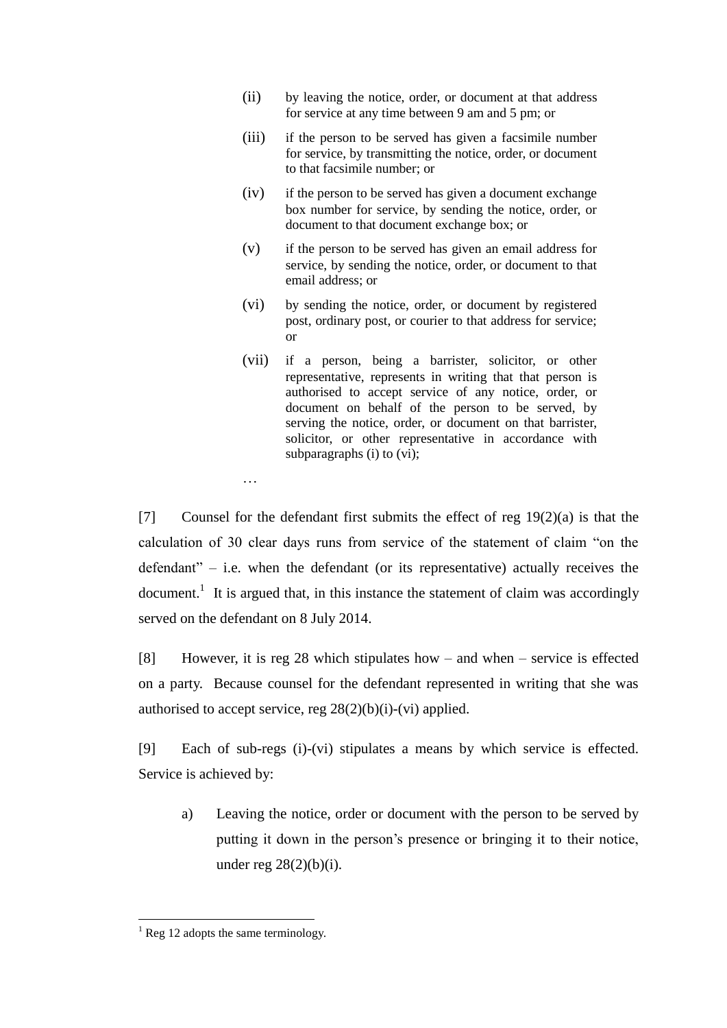> (ii) by leaving the notice, order, or document at that address for service at any time between 9 am and 5 pm; or
>
> (iii) if the person to be served has given a facsimile number for service, by transmitting the notice, order, or document to that facsimile number; or
>
> (iv) if the person to be served has given a document exchange box number for service, by sending the notice, order, or document to that document exchange box; or
>
> (v) if the person to be served has given an email address for service, by sending the notice, order, or document to that email address; or
>
> (vi) by sending the notice, order, or document by registered post, ordinary post, or courier to that address for service; or
>
> (vii) if a person, being a barrister, solicitor, or other representative, represents in writing that that person is authorised to accept service of any notice, order, or document on behalf of the person to be served, by serving the notice, order, or document on that barrister, solicitor, or other representative in accordance with subparagraphs (i) to (vi);
>
> …

[7] Counsel for the defendant first submits the effect of reg 19(2)(a) is that the calculation of 30 clear days runs from service of the statement of claim "on the defendant" – i.e. when the defendant (or its representative) actually receives the document.[1] It is argued that, in this instance the statement of claim was accordingly served on the defendant on 8 July 2014.

[8] However, it is reg 28 which stipulates how – and when – service is effected on a party. Because counsel for the defendant represented in writing that she was authorised to accept service, reg 28(2)(b)(i)-(vi) applied.

[9] Each of sub-regs (i)-(vi) stipulates a means by which service is effected. Service is achieved by:

a) Leaving the notice, order or document with the person to be served by putting it down in the person's presence or bringing it to their notice, under reg 28(2)(b)(i).

[1] Reg 12 adopts the same terminology.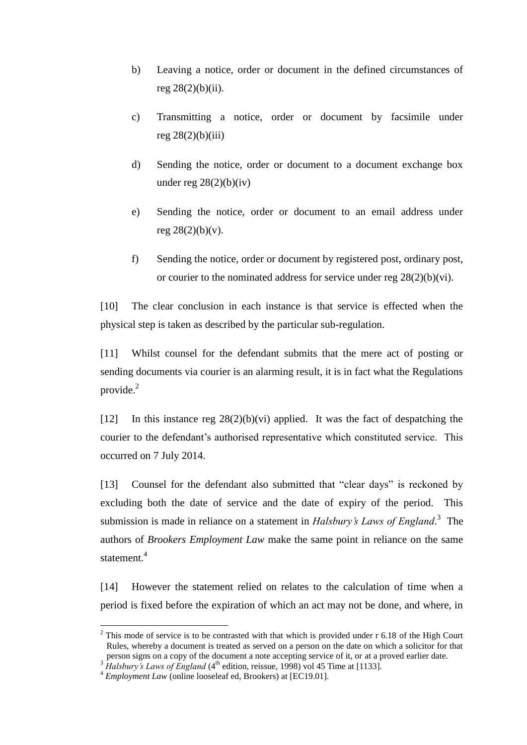b) Leaving a notice, order or document in the defined circumstances of reg 28(2)(b)(ii).

c) Transmitting a notice, order or document by facsimile under reg 28(2)(b)(iii)

d) Sending the notice, order or document to a document exchange box under reg 28(2)(b)(iv)

e) Sending the notice, order or document to an email address under reg 28(2)(b)(v).

f) Sending the notice, order or document by registered post, ordinary post, or courier to the nominated address for service under reg 28(2)(b)(vi).

[10] The clear conclusion in each instance is that service is effected when the physical step is taken as described by the particular sub-regulation.

[11] Whilst counsel for the defendant submits that the mere act of posting or sending documents via courier is an alarming result, it is in fact what the Regulations provide.[2]

[12] In this instance reg 28(2)(b)(vi) applied. It was the fact of despatching the courier to the defendant's authorised representative which constituted service. This occurred on 7 July 2014.

[13] Counsel for the defendant also submitted that "clear days" is reckoned by excluding both the date of service and the date of expiry of the period. This submission is made in reliance on a statement in *Halsbury's Laws of England*.[3] The authors of *Brookers Employment Law* make the same point in reliance on the same statement.[4]

[14] However the statement relied on relates to the calculation of time when a period is fixed before the expiration of which an act may not be done, and where, in

---

[2] This mode of service is to be contrasted with that which is provided under r 6.18 of the High Court Rules, whereby a document is treated as served on a person on the date on which a solicitor for that person signs on a copy of the document a note accepting service of it, or at a proved earlier date.

[3] *Halsbury's Laws of England* (4th edition, reissue, 1998) vol 45 Time at [1133].

[4] *Employment Law* (online looseleaf ed, Brookers) at [EC19.01].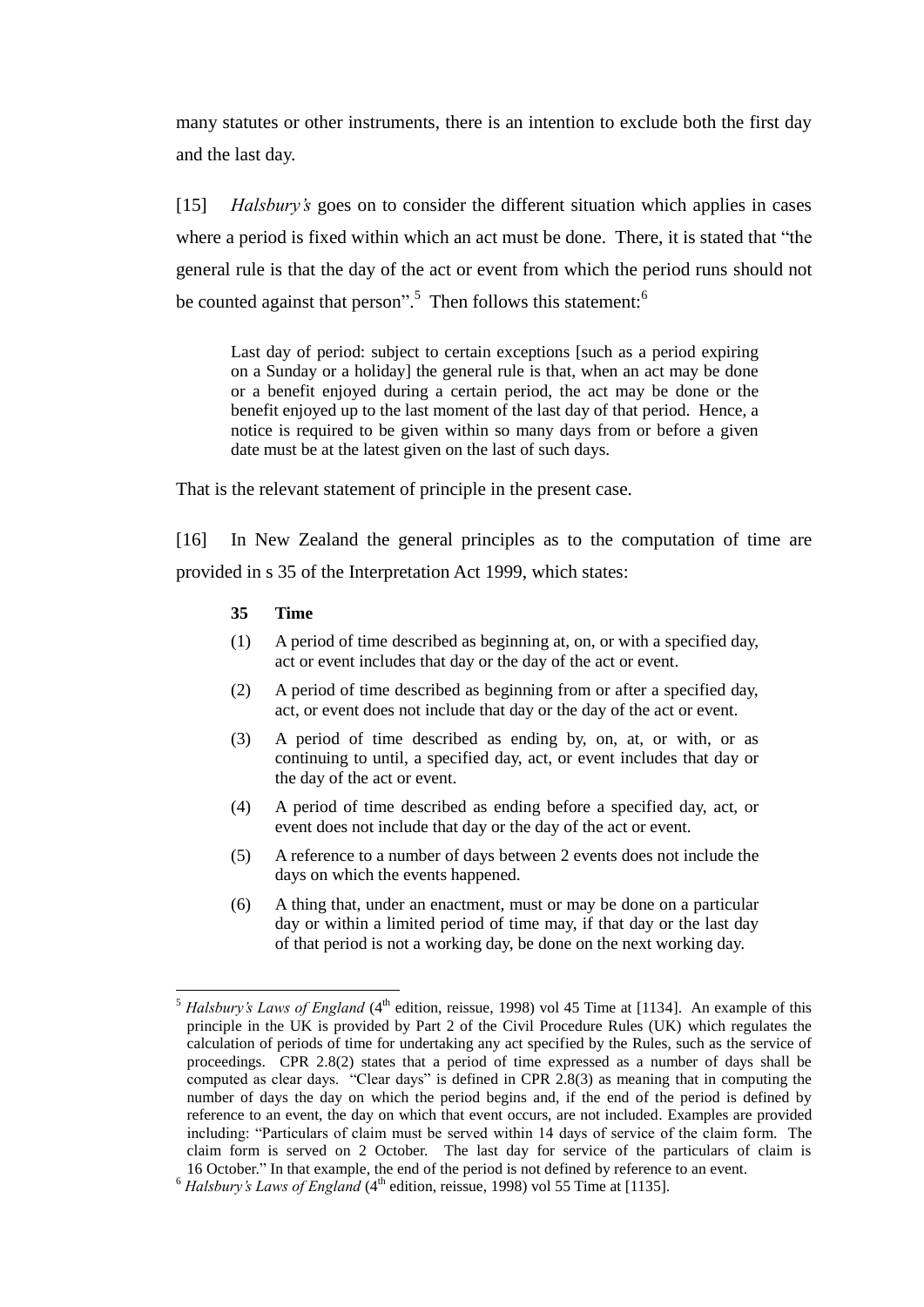many statutes or other instruments, there is an intention to exclude both the first day and the last day.

[15] *Halsbury's* goes on to consider the different situation which applies in cases where a period is fixed within which an act must be done. There, it is stated that "the general rule is that the day of the act or event from which the period runs should not be counted against that person".[5] Then follows this statement:[6]

> Last day of period: subject to certain exceptions [such as a period expiring on a Sunday or a holiday] the general rule is that, when an act may be done or a benefit enjoyed during a certain period, the act may be done or the benefit enjoyed up to the last moment of the last day of that period. Hence, a notice is required to be given within so many days from or before a given date must be at the latest given on the last of such days.

That is the relevant statement of principle in the present case.

[16] In New Zealand the general principles as to the computation of time are provided in s 35 of the Interpretation Act 1999, which states:

> **35 Time**
>
> (1) A period of time described as beginning at, on, or with a specified day, act or event includes that day or the day of the act or event.
>
> (2) A period of time described as beginning from or after a specified day, act, or event does not include that day or the day of the act or event.
>
> (3) A period of time described as ending by, on, at, or with, or as continuing to until, a specified day, act, or event includes that day or the day of the act or event.
>
> (4) A period of time described as ending before a specified day, act, or event does not include that day or the day of the act or event.
>
> (5) A reference to a number of days between 2 events does not include the days on which the events happened.
>
> (6) A thing that, under an enactment, must or may be done on a particular day or within a limited period of time may, if that day or the last day of that period is not a working day, be done on the next working day.

---

[5] *Halsbury's Laws of England* (4th edition, reissue, 1998) vol 45 Time at [1134]. An example of this principle in the UK is provided by Part 2 of the Civil Procedure Rules (UK) which regulates the calculation of periods of time for undertaking any act specified by the Rules, such as the service of proceedings. CPR 2.8(2) states that a period of time expressed as a number of days shall be computed as clear days. "Clear days" is defined in CPR 2.8(3) as meaning that in computing the number of days the day on which the period begins and, if the end of the period is defined by reference to an event, the day on which that event occurs, are not included. Examples are provided including: "Particulars of claim must be served within 14 days of service of the claim form. The claim form is served on 2 October. The last day for service of the particulars of claim is 16 October." In that example, the end of the period is not defined by reference to an event.

[6] *Halsbury's Laws of England* (4th edition, reissue, 1998) vol 55 Time at [1135].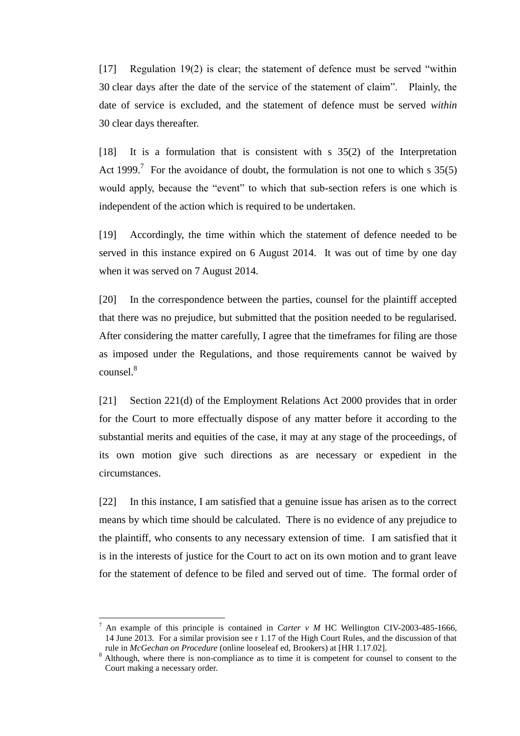[17] Regulation 19(2) is clear; the statement of defence must be served "within 30 clear days after the date of the service of the statement of claim". Plainly, the date of service is excluded, and the statement of defence must be served *within* 30 clear days thereafter.

[18] It is a formulation that is consistent with s 35(2) of the Interpretation Act 1999.[7] For the avoidance of doubt, the formulation is not one to which s 35(5) would apply, because the "event" to which that sub-section refers is one which is independent of the action which is required to be undertaken.

[19] Accordingly, the time within which the statement of defence needed to be served in this instance expired on 6 August 2014. It was out of time by one day when it was served on 7 August 2014.

[20] In the correspondence between the parties, counsel for the plaintiff accepted that there was no prejudice, but submitted that the position needed to be regularised. After considering the matter carefully, I agree that the timeframes for filing are those as imposed under the Regulations, and those requirements cannot be waived by counsel.[8]

[21] Section 221(d) of the Employment Relations Act 2000 provides that in order for the Court to more effectually dispose of any matter before it according to the substantial merits and equities of the case, it may at any stage of the proceedings, of its own motion give such directions as are necessary or expedient in the circumstances.

[22] In this instance, I am satisfied that a genuine issue has arisen as to the correct means by which time should be calculated. There is no evidence of any prejudice to the plaintiff, who consents to any necessary extension of time. I am satisfied that it is in the interests of justice for the Court to act on its own motion and to grant leave for the statement of defence to be filed and served out of time. The formal order of

---

[7] An example of this principle is contained in *Carter v M* HC Wellington CIV-2003-485-1666, 14 June 2013. For a similar provision see r 1.17 of the High Court Rules, and the discussion of that rule in *McGechan on Procedure* (online looseleaf ed, Brookers) at [HR 1.17.02].

[8] Although, where there is non-compliance as to time it is competent for counsel to consent to the Court making a necessary order.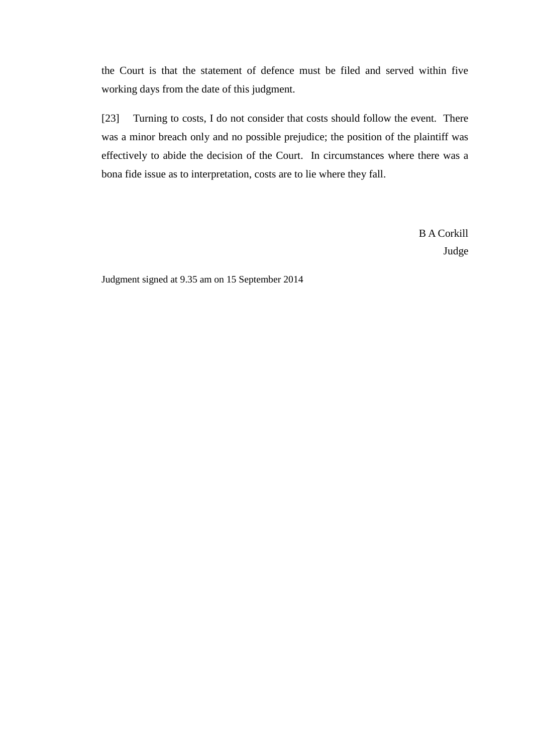the Court is that the statement of defence must be filed and served within five working days from the date of this judgment.

[23] Turning to costs, I do not consider that costs should follow the event. There was a minor breach only and no possible prejudice; the position of the plaintiff was effectively to abide the decision of the Court. In circumstances where there was a bona fide issue as to interpretation, costs are to lie where they fall.

B A Corkill
Judge

Judgment signed at 9.35 am on 15 September 2014